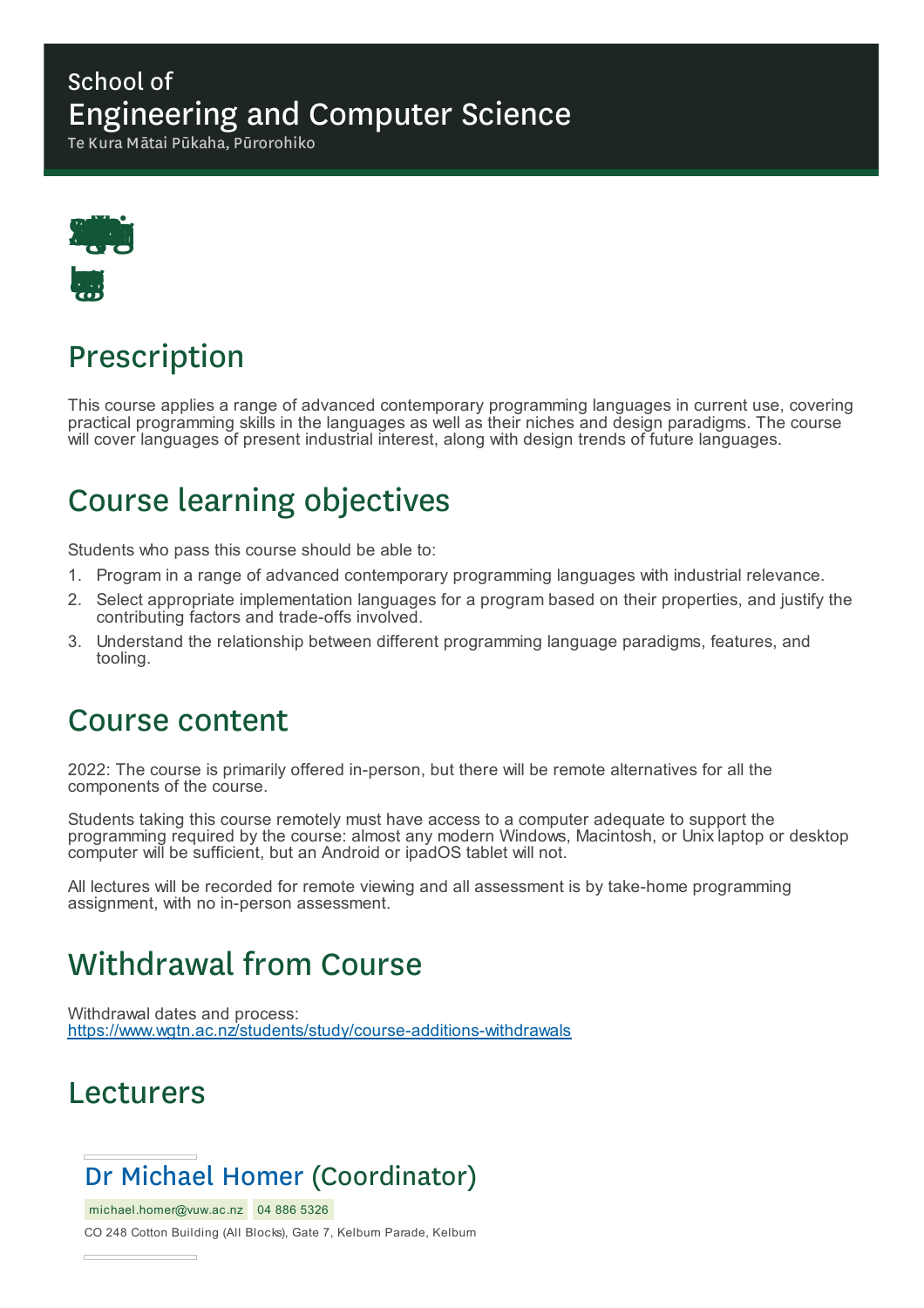School of

Engineering and Computer Science

Te Kura Mātai Pūkaha, Pūrorohiko

## Prescription

This course applies a range of advanced contemporary programming languages in current use, covering practical programming skills in the languages as well as their niches and design paradigms. The course will cover languages of present industrial interest, along with design trends of future languages.

## Course learning objectives

Students who pass this course should be able to:

1. Program in a range of advanced contemporary programming languages with industrial relevance.
2. Select appropriate implementation languages for a program based on their properties, and justify the contributing factors and trade-offs involved.
3. Understand the relationship between different programming language paradigms, features, and tooling.

## Course content

2022: The course is primarily offered in-person, but there will be remote alternatives for all the components of the course.

Students taking this course remotely must have access to a computer adequate to support the programming required by the course: almost any modern Windows, Macintosh, or Unix laptop or desktop computer will be sufficient, but an Android or ipadOS tablet will not.

All lectures will be recorded for remote viewing and all assessment is by take-home programming assignment, with no in-person assessment.

## Withdrawal from Course

Withdrawal dates and process:
https://www.wgtn.ac.nz/students/study/course-additions-withdrawals

## Lecturers

### Dr Michael Homer (Coordinator)

michael.homer@vuw.ac.nz 04 886 5326

CO 248 Cotton Building (All Blocks), Gate 7, Kelburn Parade, Kelburn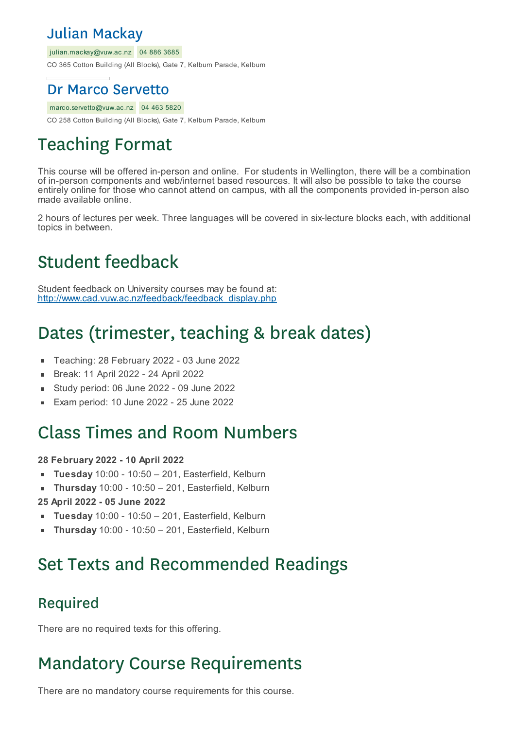## Julian Mackay

julian.mackay@vuw.ac.nz 04 886 3685

CO 365 Cotton Building (All Blocks), Gate 7, Kelburn Parade, Kelburn

## Dr Marco Servetto

marco.servetto@vuw.ac.nz 04 463 5820

CO 258 Cotton Building (All Blocks), Gate 7, Kelburn Parade, Kelburn

# Teaching Format

This course will be offered in-person and online. For students in Wellington, there will be a combination of in-person components and web/internet based resources. It will also be possible to take the course entirely online for those who cannot attend on campus, with all the components provided in-person also made available online.

2 hours of lectures per week. Three languages will be covered in six-lecture blocks each, with additional topics in between.

# Student feedback

Student feedback on University courses may be found at:
http://www.cad.vuw.ac.nz/feedback/feedback_display.php

# Dates (trimester, teaching & break dates)

- Teaching: 28 February 2022 - 03 June 2022
- Break: 11 April 2022 - 24 April 2022
- Study period: 06 June 2022 - 09 June 2022
- Exam period: 10 June 2022 - 25 June 2022

# Class Times and Room Numbers

**28 February 2022 - 10 April 2022**

- **Tuesday** 10:00 - 10:50 – 201, Easterfield, Kelburn
- **Thursday** 10:00 - 10:50 – 201, Easterfield, Kelburn

**25 April 2022 - 05 June 2022**

- **Tuesday** 10:00 - 10:50 – 201, Easterfield, Kelburn
- **Thursday** 10:00 - 10:50 – 201, Easterfield, Kelburn

# Set Texts and Recommended Readings

## Required

There are no required texts for this offering.

# Mandatory Course Requirements

There are no mandatory course requirements for this course.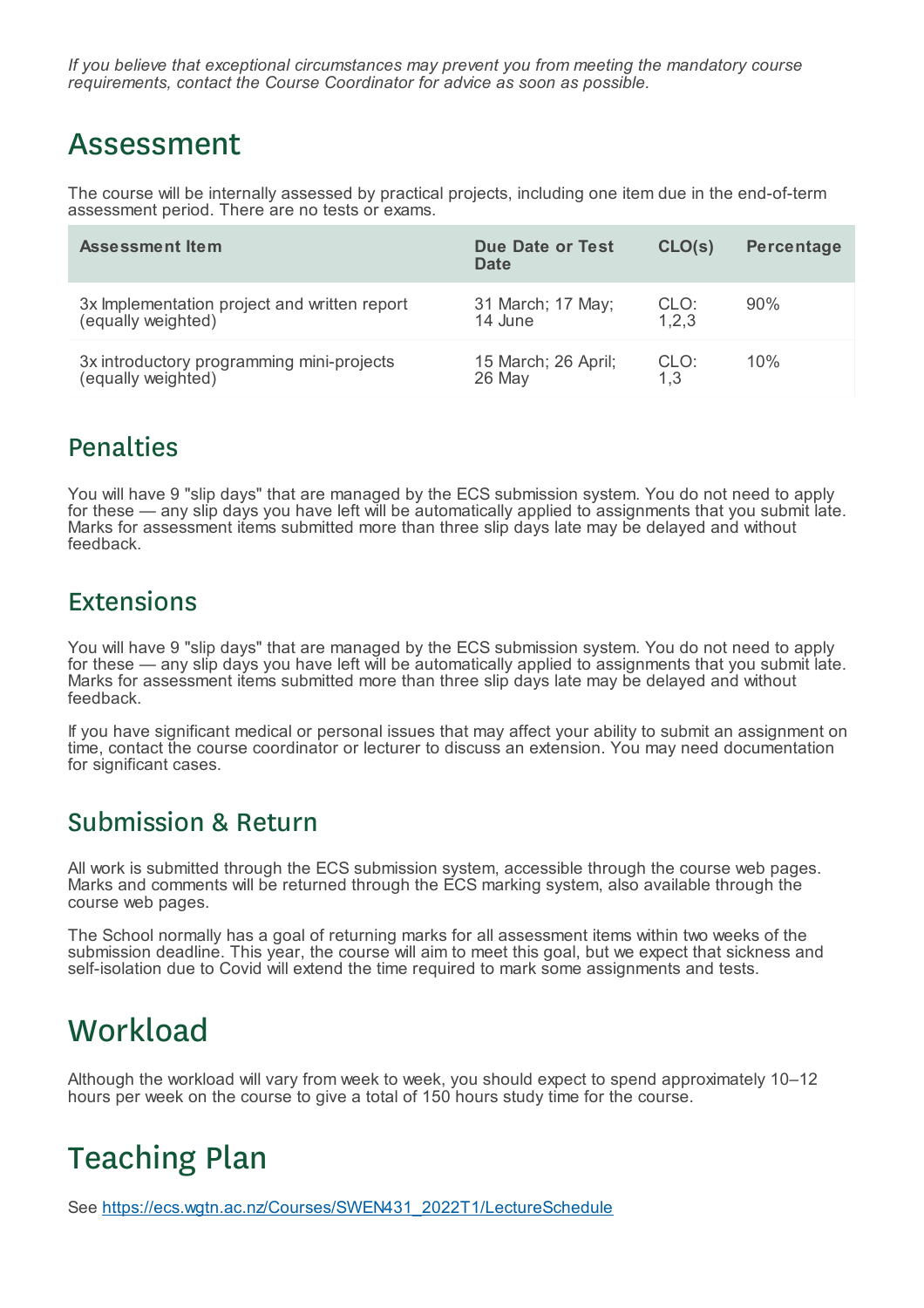*If you believe that exceptional circumstances may prevent you from meeting the mandatory course requirements, contact the Course Coordinator for advice as soon as possible.*

# Assessment

The course will be internally assessed by practical projects, including one item due in the end-of-term assessment period. There are no tests or exams.

| Assessment Item | Due Date or Test Date | CLO(s) | Percentage |
|---|---|---|---|
| 3x Implementation project and written report (equally weighted) | 31 March; 17 May; 14 June | CLO: 1,2,3 | 90% |
| 3x introductory programming mini-projects (equally weighted) | 15 March; 26 April; 26 May | CLO: 1,3 | 10% |

## Penalties

You will have 9 "slip days" that are managed by the ECS submission system. You do not need to apply for these — any slip days you have left will be automatically applied to assignments that you submit late. Marks for assessment items submitted more than three slip days late may be delayed and without feedback.

## Extensions

You will have 9 "slip days" that are managed by the ECS submission system. You do not need to apply for these — any slip days you have left will be automatically applied to assignments that you submit late. Marks for assessment items submitted more than three slip days late may be delayed and without feedback.

If you have significant medical or personal issues that may affect your ability to submit an assignment on time, contact the course coordinator or lecturer to discuss an extension. You may need documentation for significant cases.

## Submission & Return

All work is submitted through the ECS submission system, accessible through the course web pages. Marks and comments will be returned through the ECS marking system, also available through the course web pages.

The School normally has a goal of returning marks for all assessment items within two weeks of the submission deadline. This year, the course will aim to meet this goal, but we expect that sickness and self-isolation due to Covid will extend the time required to mark some assignments and tests.

# Workload

Although the workload will vary from week to week, you should expect to spend approximately 10–12 hours per week on the course to give a total of 150 hours study time for the course.

# Teaching Plan

See [https://ecs.wgtn.ac.nz/Courses/SWEN431_2022T1/LectureSchedule](https://ecs.wgtn.ac.nz/Courses/SWEN431_2022T1/LectureSchedule)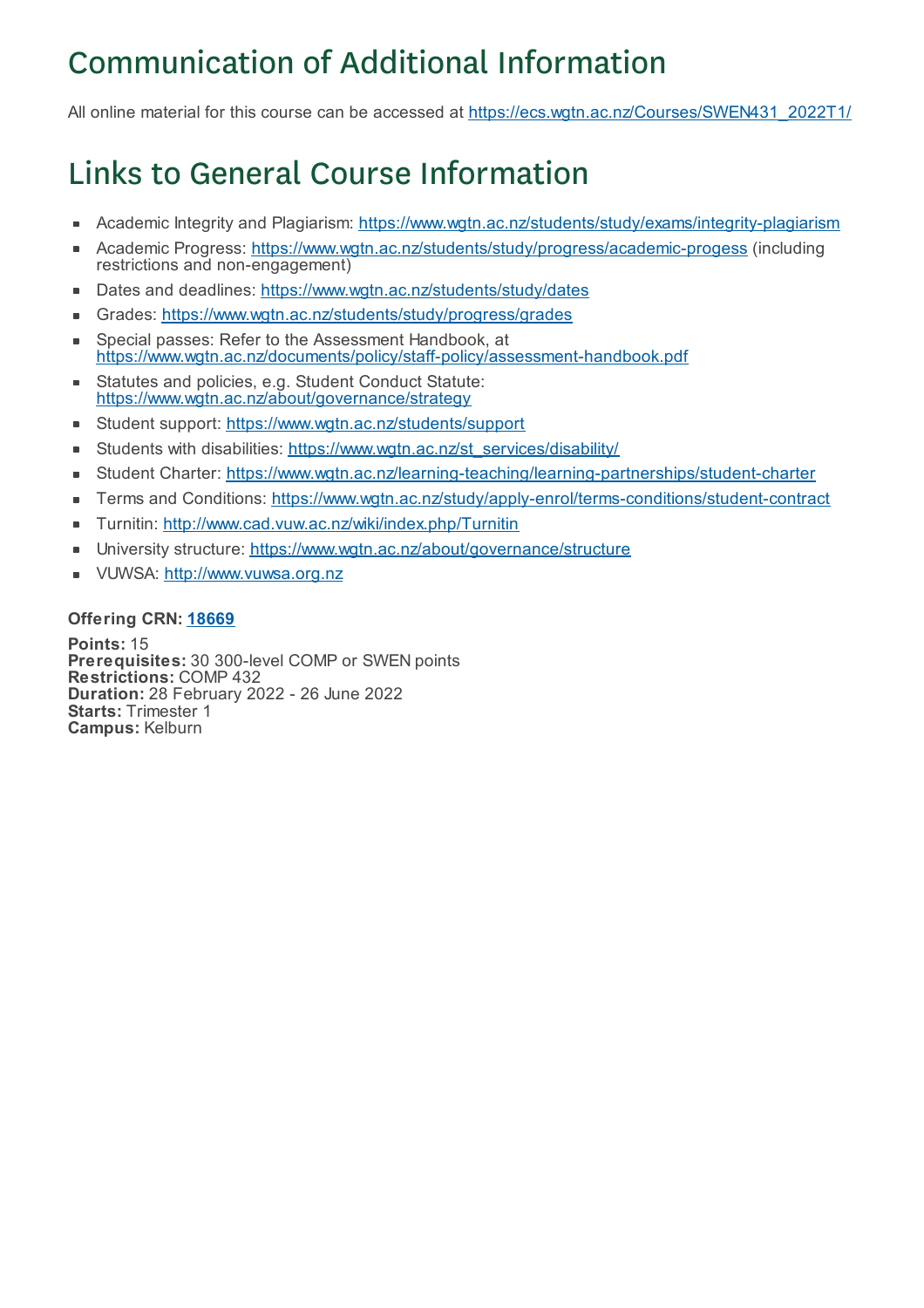# Communication of Additional Information

All online material for this course can be accessed at https://ecs.wgtn.ac.nz/Courses/SWEN431_2022T1/

# Links to General Course Information

- Academic Integrity and Plagiarism: https://www.wgtn.ac.nz/students/study/exams/integrity-plagiarism
- Academic Progress: https://www.wgtn.ac.nz/students/study/progress/academic-progess (including restrictions and non-engagement)
- Dates and deadlines: https://www.wgtn.ac.nz/students/study/dates
- Grades: https://www.wgtn.ac.nz/students/study/progress/grades
- Special passes: Refer to the Assessment Handbook, at https://www.wgtn.ac.nz/documents/policy/staff-policy/assessment-handbook.pdf
- Statutes and policies, e.g. Student Conduct Statute: https://www.wgtn.ac.nz/about/governance/strategy
- Student support: https://www.wgtn.ac.nz/students/support
- Students with disabilities: https://www.wgtn.ac.nz/st_services/disability/
- Student Charter: https://www.wgtn.ac.nz/learning-teaching/learning-partnerships/student-charter
- Terms and Conditions: https://www.wgtn.ac.nz/study/apply-enrol/terms-conditions/student-contract
- Turnitin: http://www.cad.vuw.ac.nz/wiki/index.php/Turnitin
- University structure: https://www.wgtn.ac.nz/about/governance/structure
- VUWSA: http://www.vuwsa.org.nz

**Offering CRN: 18669**

**Points:** 15
**Prerequisites:** 30 300-level COMP or SWEN points
**Restrictions:** COMP 432
**Duration:** 28 February 2022 - 26 June 2022
**Starts:** Trimester 1
**Campus:** Kelburn